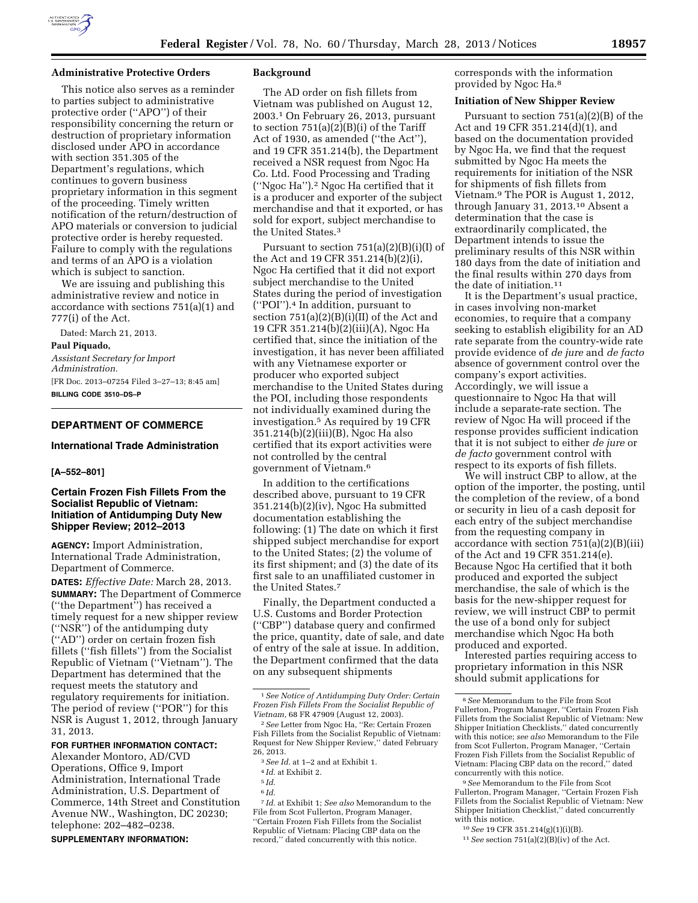## Administrative Protective Orders

This notice also serves as a reminder to parties subject to administrative protective order ("APO") of their responsibility concerning the return or destruction of proprietary information disclosed under APO in accordance with section 351.305 of the Department's regulations, which continues to govern business proprietary information in this segment of the proceeding. Timely written notification of the return/destruction of APO materials or conversion to judicial protective order is hereby requested. Failure to comply with the regulations and terms of an APO is a violation which is subject to sanction.

We are issuing and publishing this administrative review and notice in accordance with sections 751(a)(1) and 777(i) of the Act.

Dated: March 21, 2013.

**Paul Piquado,**

*Assistant Secretary for Import Administration.*

[FR Doc. 2013–07254 Filed 3–27–13; 8:45 am]

**BILLING CODE 3510–DS–P**

---

# DEPARTMENT OF COMMERCE

## International Trade Administration

**[A–552–801]**

## Certain Frozen Fish Fillets From the Socialist Republic of Vietnam: Initiation of Antidumping Duty New Shipper Review; 2012–2013

**AGENCY:** Import Administration, International Trade Administration, Department of Commerce.

**DATES:** *Effective Date:* March 28, 2013.

**SUMMARY:** The Department of Commerce ("the Department") has received a timely request for a new shipper review ("NSR") of the antidumping duty ("AD") order on certain frozen fish fillets ("fish fillets") from the Socialist Republic of Vietnam ("Vietnam"). The Department has determined that the request meets the statutory and regulatory requirements for initiation. The period of review ("POR") for this NSR is August 1, 2012, through January 31, 2013.

**FOR FURTHER INFORMATION CONTACT:** Alexander Montoro, AD/CVD Operations, Office 9, Import Administration, International Trade Administration, U.S. Department of Commerce, 14th Street and Constitution Avenue NW., Washington, DC 20230; telephone: 202–482–0238.

**SUPPLEMENTARY INFORMATION:**

## Background

The AD order on fish fillets from Vietnam was published on August 12, 2003.[1] On February 26, 2013, pursuant to section 751(a)(2)(B)(i) of the Tariff Act of 1930, as amended ("the Act"), and 19 CFR 351.214(b), the Department received a NSR request from Ngoc Ha Co. Ltd. Food Processing and Trading ("Ngoc Ha").[2] Ngoc Ha certified that it is a producer and exporter of the subject merchandise and that it exported, or has sold for export, subject merchandise to the United States.[3]

Pursuant to section 751(a)(2)(B)(i)(I) of the Act and 19 CFR 351.214(b)(2)(i), Ngoc Ha certified that it did not export subject merchandise to the United States during the period of investigation ("POI").[4] In addition, pursuant to section 751(a)(2)(B)(i)(II) of the Act and 19 CFR 351.214(b)(2)(iii)(A), Ngoc Ha certified that, since the initiation of the investigation, it has never been affiliated with any Vietnamese exporter or producer who exported subject merchandise to the United States during the POI, including those respondents not individually examined during the investigation.[5] As required by 19 CFR 351.214(b)(2)(iii)(B), Ngoc Ha also certified that its export activities were not controlled by the central government of Vietnam.[6]

In addition to the certifications described above, pursuant to 19 CFR 351.214(b)(2)(iv), Ngoc Ha submitted documentation establishing the following: (1) The date on which it first shipped subject merchandise for export to the United States; (2) the volume of its first shipment; and (3) the date of its first sale to an unaffiliated customer in the United States.[7]

Finally, the Department conducted a U.S. Customs and Border Protection ("CBP") database query and confirmed the price, quantity, date of sale, and date of entry of the sale at issue. In addition, the Department confirmed that the data on any subsequent shipments corresponds with the information provided by Ngoc Ha.[8]

## Initiation of New Shipper Review

Pursuant to section 751(a)(2)(B) of the Act and 19 CFR 351.214(d)(1), and based on the documentation provided by Ngoc Ha, we find that the request submitted by Ngoc Ha meets the requirements for initiation of the NSR for shipments of fish fillets from Vietnam.[9] The POR is August 1, 2012, through January 31, 2013.[10] Absent a determination that the case is extraordinarily complicated, the Department intends to issue the preliminary results of this NSR within 180 days from the date of initiation and the final results within 270 days from the date of initiation.[11]

It is the Department's usual practice, in cases involving non-market economies, to require that a company seeking to establish eligibility for an AD rate separate from the country-wide rate provide evidence of *de jure* and *de facto* absence of government control over the company's export activities. Accordingly, we will issue a questionnaire to Ngoc Ha that will include a separate-rate section. The review of Ngoc Ha will proceed if the response provides sufficient indication that it is not subject to either *de jure* or *de facto* government control with respect to its exports of fish fillets.

We will instruct CBP to allow, at the option of the importer, the posting, until the completion of the review, of a bond or security in lieu of a cash deposit for each entry of the subject merchandise from the requesting company in accordance with section 751(a)(2)(B)(iii) of the Act and 19 CFR 351.214(e). Because Ngoc Ha certified that it both produced and exported the subject merchandise, the sale of which is the basis for the new-shipper request for review, we will instruct CBP to permit the use of a bond only for subject merchandise which Ngoc Ha both produced and exported.

Interested parties requiring access to proprietary information in this NSR should submit applications for

---

[1] *See Notice of Antidumping Duty Order: Certain Frozen Fish Fillets From the Socialist Republic of Vietnam,* 68 FR 47909 (August 12, 2003).

[2] *See* Letter from Ngoc Ha, "Re: Certain Frozen Fish Fillets from the Socialist Republic of Vietnam: Request for New Shipper Review," dated February 26, 2013.

[3] *See Id.* at 1–2 and at Exhibit 1.

[4] *Id.* at Exhibit 2.

[5] *Id.*

[6] *Id.*

[7] *Id.* at Exhibit 1; *See also* Memorandum to the File from Scot Fullerton, Program Manager, "Certain Frozen Fish Fillets from the Socialist Republic of Vietnam: Placing CBP data on the record," dated concurrently with this notice.

[8] *See* Memorandum to the File from Scot Fullerton, Program Manager, "Certain Frozen Fish Fillets from the Socialist Republic of Vietnam: New Shipper Initiation Checklists," dated concurrently with this notice; *see also* Memorandum to the File from Scot Fullerton, Program Manager, "Certain Frozen Fish Fillets from the Socialist Republic of Vietnam: Placing CBP data on the record," dated concurrently with this notice.

[9] *See* Memorandum to the File from Scot Fullerton, Program Manager, "Certain Frozen Fish Fillets from the Socialist Republic of Vietnam: New Shipper Initiation Checklist," dated concurrently with this notice.

[10] *See* 19 CFR 351.214(g)(1)(i)(B).

[11] *See* section 751(a)(2)(B)(iv) of the Act.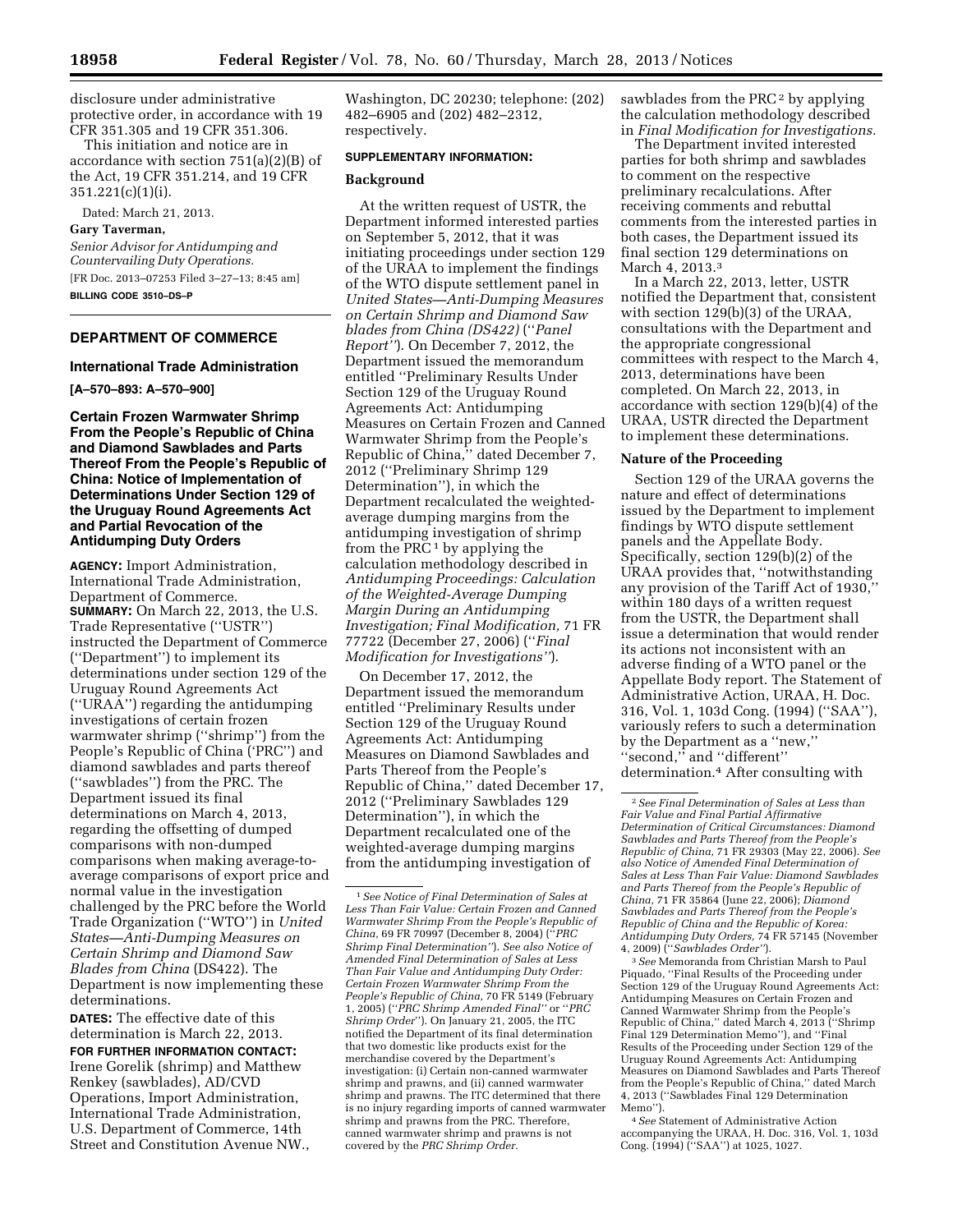disclosure under administrative protective order, in accordance with 19 CFR 351.305 and 19 CFR 351.306.

This initiation and notice are in accordance with section 751(a)(2)(B) of the Act, 19 CFR 351.214, and 19 CFR 351.221(c)(1)(i).

Dated: March 21, 2013.

**Gary Taverman,**

*Senior Advisor for Antidumping and Countervailing Duty Operations.*

[FR Doc. 2013–07253 Filed 3–27–13; 8:45 am]

**BILLING CODE 3510–DS–P**

---

## DEPARTMENT OF COMMERCE

### International Trade Administration

**[A–570–893: A–570–900]**

### Certain Frozen Warmwater Shrimp From the People's Republic of China and Diamond Sawblades and Parts Thereof From the People's Republic of China: Notice of Implementation of Determinations Under Section 129 of the Uruguay Round Agreements Act and Partial Revocation of the Antidumping Duty Orders

**AGENCY:** Import Administration, International Trade Administration, Department of Commerce.

**SUMMARY:** On March 22, 2013, the U.S. Trade Representative (''USTR'') instructed the Department of Commerce (''Department'') to implement its determinations under section 129 of the Uruguay Round Agreements Act (''URAA'') regarding the antidumping investigations of certain frozen warmwater shrimp (''shrimp'') from the People's Republic of China ('PRC'') and diamond sawblades and parts thereof (''sawblades'') from the PRC. The Department issued its final determinations on March 4, 2013, regarding the offsetting of dumped comparisons with non-dumped comparisons when making average-to-average comparisons of export price and normal value in the investigation challenged by the PRC before the World Trade Organization (''WTO'') in *United States—Anti-Dumping Measures on Certain Shrimp and Diamond Saw Blades from China* (DS422). The Department is now implementing these determinations.

**DATES:** The effective date of this determination is March 22, 2013.

**FOR FURTHER INFORMATION CONTACT:** Irene Gorelik (shrimp) and Matthew Renkey (sawblades), AD/CVD Operations, Import Administration, International Trade Administration, U.S. Department of Commerce, 14th Street and Constitution Avenue NW., Washington, DC 20230; telephone: (202) 482–6905 and (202) 482–2312, respectively.

**SUPPLEMENTARY INFORMATION:**

#### Background

At the written request of USTR, the Department informed interested parties on September 5, 2012, that it was initiating proceedings under section 129 of the URAA to implement the findings of the WTO dispute settlement panel in *United States—Anti-Dumping Measures on Certain Shrimp and Diamond Saw blades from China (DS422)* (''*Panel Report''*). On December 7, 2012, the Department issued the memorandum entitled ''Preliminary Results Under Section 129 of the Uruguay Round Agreements Act: Antidumping Measures on Certain Frozen and Canned Warmwater Shrimp from the People's Republic of China,'' dated December 7, 2012 (''Preliminary Shrimp 129 Determination''), in which the Department recalculated the weighted-average dumping margins from the antidumping investigation of shrimp from the PRC [1] by applying the calculation methodology described in *Antidumping Proceedings: Calculation of the Weighted-Average Dumping Margin During an Antidumping Investigation; Final Modification,* 71 FR 77722 (December 27, 2006) (''*Final Modification for Investigations''*).

On December 17, 2012, the Department issued the memorandum entitled ''Preliminary Results under Section 129 of the Uruguay Round Agreements Act: Antidumping Measures on Diamond Sawblades and Parts Thereof from the People's Republic of China,'' dated December 17, 2012 (''Preliminary Sawblades 129 Determination''), in which the Department recalculated one of the weighted-average dumping margins from the antidumping investigation of sawblades from the PRC [2] by applying the calculation methodology described in *Final Modification for Investigations.*

The Department invited interested parties for both shrimp and sawblades to comment on the respective preliminary recalculations. After receiving comments and rebuttal comments from the interested parties in both cases, the Department issued its final section 129 determinations on March 4, 2013.[3]

In a March 22, 2013, letter, USTR notified the Department that, consistent with section 129(b)(3) of the URAA, consultations with the Department and the appropriate congressional committees with respect to the March 4, 2013, determinations have been completed. On March 22, 2013, in accordance with section 129(b)(4) of the URAA, USTR directed the Department to implement these determinations.

#### Nature of the Proceeding

Section 129 of the URAA governs the nature and effect of determinations issued by the Department to implement findings by WTO dispute settlement panels and the Appellate Body. Specifically, section 129(b)(2) of the URAA provides that, ''notwithstanding any provision of the Tariff Act of 1930,'' within 180 days of a written request from the USTR, the Department shall issue a determination that would render its actions not inconsistent with an adverse finding of a WTO panel or the Appellate Body report. The Statement of Administrative Action, URAA, H. Doc. 316, Vol. 1, 103d Cong. (1994) (''SAA''), variously refers to such a determination by the Department as a ''new,'' ''second,'' and ''different'' determination.[4] After consulting with

---

[1] *See Notice of Final Determination of Sales at Less Than Fair Value: Certain Frozen and Canned Warmwater Shrimp From the People's Republic of China,* 69 FR 70997 (December 8, 2004) (''*PRC Shrimp Final Determination''*). *See also Notice of Amended Final Determination of Sales at Less Than Fair Value and Antidumping Duty Order: Certain Frozen Warmwater Shrimp From the People's Republic of China,* 70 FR 5149 (February 1, 2005) (''*PRC Shrimp Amended Final''* or ''*PRC Shrimp Order''*). On January 21, 2005, the ITC notified the Department of its final determination that two domestic like products exist for the merchandise covered by the Department's investigation: (i) Certain non-canned warmwater shrimp and prawns, and (ii) canned warmwater shrimp and prawns. The ITC determined that there is no injury regarding imports of canned warmwater shrimp and prawns from the PRC. Therefore, canned warmwater shrimp and prawns is not covered by the *PRC Shrimp Order.*

[2] *See Final Determination of Sales at Less than Fair Value and Final Partial Affirmative Determination of Critical Circumstances: Diamond Sawblades and Parts Thereof from the People's Republic of China,* 71 FR 29303 (May 22, 2006). *See also Notice of Amended Final Determination of Sales at Less Than Fair Value: Diamond Sawblades and Parts Thereof from the People's Republic of China,* 71 FR 35864 (June 22, 2006); *Diamond Sawblades and Parts Thereof from the People's Republic of China and the Republic of Korea: Antidumping Duty Orders,* 74 FR 57145 (November 4, 2009) (''*Sawblades Order''*).

[3] *See* Memoranda from Christian Marsh to Paul Piquado, ''Final Results of the Proceeding under Section 129 of the Uruguay Round Agreements Act: Antidumping Measures on Certain Frozen and Canned Warmwater Shrimp from the People's Republic of China,'' dated March 4, 2013 (''Shrimp Final 129 Determination Memo''), and ''Final Results of the Proceeding under Section 129 of the Uruguay Round Agreements Act: Antidumping Measures on Diamond Sawblades and Parts Thereof from the People's Republic of China,'' dated March 4, 2013 (''Sawblades Final 129 Determination Memo'').

[4] *See* Statement of Administrative Action accompanying the URAA, H. Doc. 316, Vol. 1, 103d Cong. (1994) (''SAA'') at 1025, 1027.